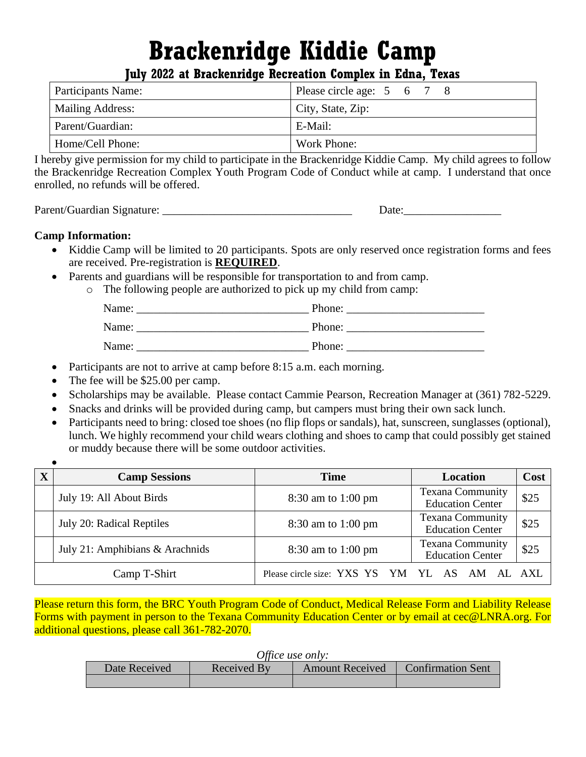# Brackenridge Kiddie Camp

### July 2022 at Brackenridge Recreation Complex in Edna, Texas

| Participants Name: | Please circle age: 5 6 7 8 |
|---|---|
| Mailing Address: | City, State, Zip: |
| Parent/Guardian: | E-Mail: |
| Home/Cell Phone: | Work Phone: |

I hereby give permission for my child to participate in the Brackenridge Kiddie Camp. My child agrees to follow the Brackenridge Recreation Complex Youth Program Code of Conduct while at camp. I understand that once enrolled, no refunds will be offered.

Parent/Guardian Signature: _________________________________ Date:________________

**Camp Information:**

- Kiddie Camp will be limited to 20 participants. Spots are only reserved once registration forms and fees are received. Pre-registration is **REQUIRED**.
- Parents and guardians will be responsible for transportation to and from camp.
  - The following people are authorized to pick up my child from camp:

    Name: ______________________________ Phone: ________________________

    Name: ______________________________ Phone: ________________________

    Name: ______________________________ Phone: ________________________

- Participants are not to arrive at camp before 8:15 a.m. each morning.
- The fee will be $25.00 per camp.
- Scholarships may be available. Please contact Cammie Pearson, Recreation Manager at (361) 782-5229.
- Snacks and drinks will be provided during camp, but campers must bring their own sack lunch.
- Participants need to bring: closed toe shoes (no flip flops or sandals), hat, sunscreen, sunglasses (optional), lunch. We highly recommend your child wears clothing and shoes to camp that could possibly get stained or muddy because there will be some outdoor activities.

| X | Camp Sessions | Time | Location | Cost |
|---|---|---|---|---|
| | July 19: All About Birds | 8:30 am to 1:00 pm | Texana Community Education Center | $25 |
| | July 20: Radical Reptiles | 8:30 am to 1:00 pm | Texana Community Education Center | $25 |
| | July 21: Amphibians & Arachnids | 8:30 am to 1:00 pm | Texana Community Education Center | $25 |
| | Camp T-Shirt | Please circle size: YXS YS YM YL AS AM AL AXL | | |

Please return this form, the BRC Youth Program Code of Conduct, Medical Release Form and Liability Release Forms with payment in person to the Texana Community Education Center or by email at cec@LNRA.org. For additional questions, please call 361-782-2070.

*Office use only:*

| Date Received | Received By | Amount Received | Confirmation Sent |
|---|---|---|---|
| | | | |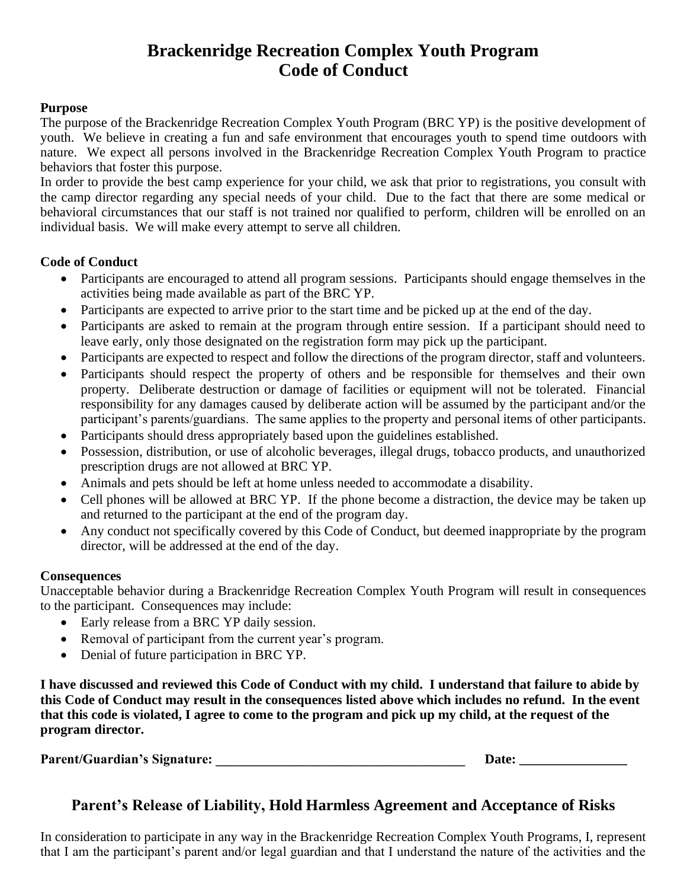# Brackenridge Recreation Complex Youth Program
# Code of Conduct

**Purpose**

The purpose of the Brackenridge Recreation Complex Youth Program (BRC YP) is the positive development of youth. We believe in creating a fun and safe environment that encourages youth to spend time outdoors with nature. We expect all persons involved in the Brackenridge Recreation Complex Youth Program to practice behaviors that foster this purpose.

In order to provide the best camp experience for your child, we ask that prior to registrations, you consult with the camp director regarding any special needs of your child. Due to the fact that there are some medical or behavioral circumstances that our staff is not trained nor qualified to perform, children will be enrolled on an individual basis. We will make every attempt to serve all children.

**Code of Conduct**

- Participants are encouraged to attend all program sessions. Participants should engage themselves in the activities being made available as part of the BRC YP.
- Participants are expected to arrive prior to the start time and be picked up at the end of the day.
- Participants are asked to remain at the program through entire session. If a participant should need to leave early, only those designated on the registration form may pick up the participant.
- Participants are expected to respect and follow the directions of the program director, staff and volunteers.
- Participants should respect the property of others and be responsible for themselves and their own property. Deliberate destruction or damage of facilities or equipment will not be tolerated. Financial responsibility for any damages caused by deliberate action will be assumed by the participant and/or the participant's parents/guardians. The same applies to the property and personal items of other participants.
- Participants should dress appropriately based upon the guidelines established.
- Possession, distribution, or use of alcoholic beverages, illegal drugs, tobacco products, and unauthorized prescription drugs are not allowed at BRC YP.
- Animals and pets should be left at home unless needed to accommodate a disability.
- Cell phones will be allowed at BRC YP. If the phone become a distraction, the device may be taken up and returned to the participant at the end of the program day.
- Any conduct not specifically covered by this Code of Conduct, but deemed inappropriate by the program director, will be addressed at the end of the day.

**Consequences**

Unacceptable behavior during a Brackenridge Recreation Complex Youth Program will result in consequences to the participant. Consequences may include:

- Early release from a BRC YP daily session.
- Removal of participant from the current year's program.
- Denial of future participation in BRC YP.

**I have discussed and reviewed this Code of Conduct with my child. I understand that failure to abide by this Code of Conduct may result in the consequences listed above which includes no refund. In the event that this code is violated, I agree to come to the program and pick up my child, at the request of the program director.**

**Parent/Guardian's Signature: ______________________________________ Date: ________________**

## Parent's Release of Liability, Hold Harmless Agreement and Acceptance of Risks

In consideration to participate in any way in the Brackenridge Recreation Complex Youth Programs, I, represent that I am the participant's parent and/or legal guardian and that I understand the nature of the activities and the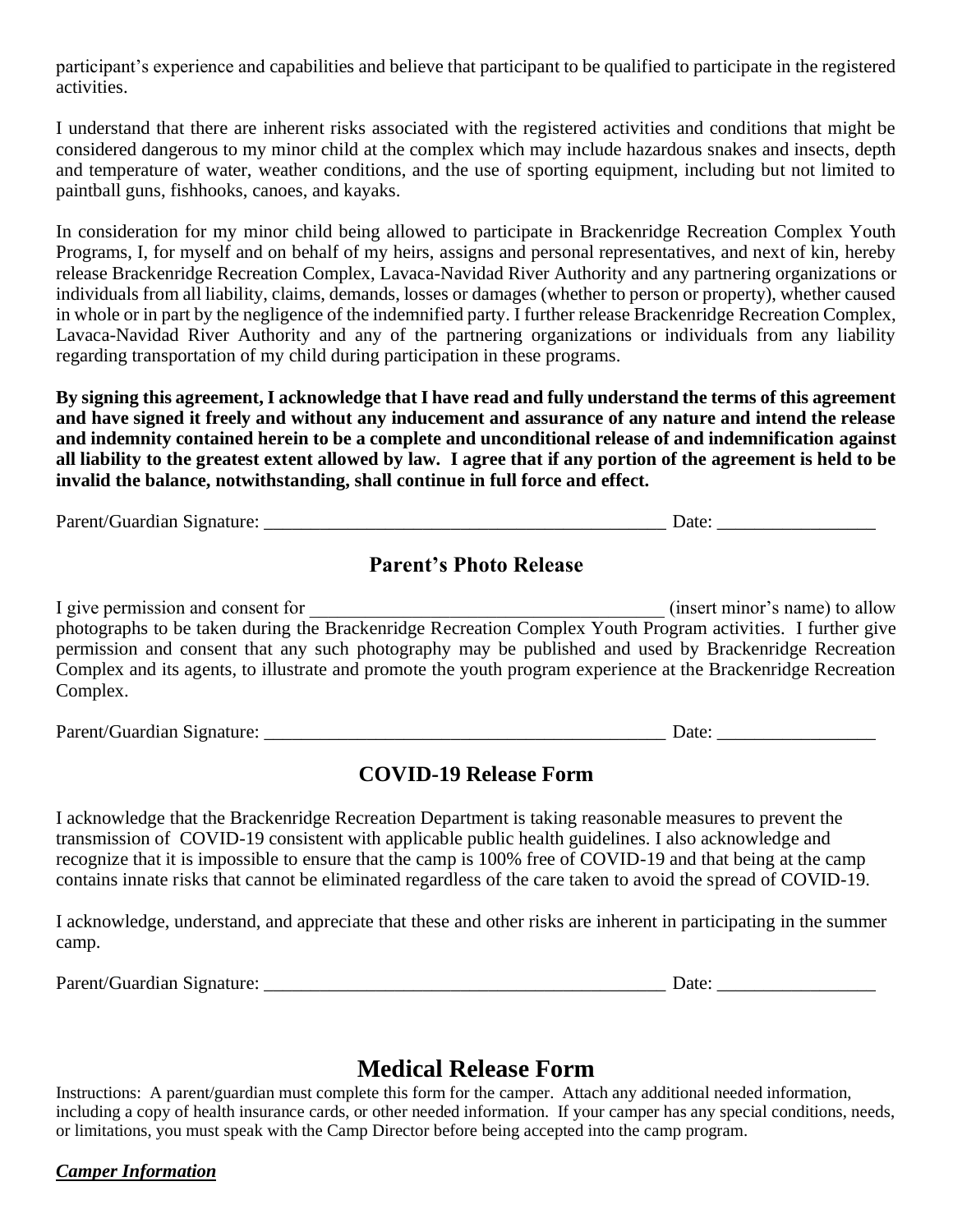participant's experience and capabilities and believe that participant to be qualified to participate in the registered activities.

I understand that there are inherent risks associated with the registered activities and conditions that might be considered dangerous to my minor child at the complex which may include hazardous snakes and insects, depth and temperature of water, weather conditions, and the use of sporting equipment, including but not limited to paintball guns, fishhooks, canoes, and kayaks.

In consideration for my minor child being allowed to participate in Brackenridge Recreation Complex Youth Programs, I, for myself and on behalf of my heirs, assigns and personal representatives, and next of kin, hereby release Brackenridge Recreation Complex, Lavaca-Navidad River Authority and any partnering organizations or individuals from all liability, claims, demands, losses or damages (whether to person or property), whether caused in whole or in part by the negligence of the indemnified party. I further release Brackenridge Recreation Complex, Lavaca-Navidad River Authority and any of the partnering organizations or individuals from any liability regarding transportation of my child during participation in these programs.

**By signing this agreement, I acknowledge that I have read and fully understand the terms of this agreement and have signed it freely and without any inducement and assurance of any nature and intend the release and indemnity contained herein to be a complete and unconditional release of and indemnification against all liability to the greatest extent allowed by law. I agree that if any portion of the agreement is held to be invalid the balance, notwithstanding, shall continue in full force and effect.**

Parent/Guardian Signature: _____________________________________________ Date: _________________

## Parent's Photo Release

I give permission and consent for _______________________________________ (insert minor's name) to allow photographs to be taken during the Brackenridge Recreation Complex Youth Program activities. I further give permission and consent that any such photography may be published and used by Brackenridge Recreation Complex and its agents, to illustrate and promote the youth program experience at the Brackenridge Recreation Complex.

Parent/Guardian Signature: _____________________________________________ Date: _________________

## COVID-19 Release Form

I acknowledge that the Brackenridge Recreation Department is taking reasonable measures to prevent the transmission of COVID-19 consistent with applicable public health guidelines. I also acknowledge and recognize that it is impossible to ensure that the camp is 100% free of COVID-19 and that being at the camp contains innate risks that cannot be eliminated regardless of the care taken to avoid the spread of COVID-19.

I acknowledge, understand, and appreciate that these and other risks are inherent in participating in the summer camp.

Parent/Guardian Signature: _____________________________________________ Date: _________________

# Medical Release Form

Instructions: A parent/guardian must complete this form for the camper. Attach any additional needed information, including a copy of health insurance cards, or other needed information. If your camper has any special conditions, needs, or limitations, you must speak with the Camp Director before being accepted into the camp program.

***Camper Information***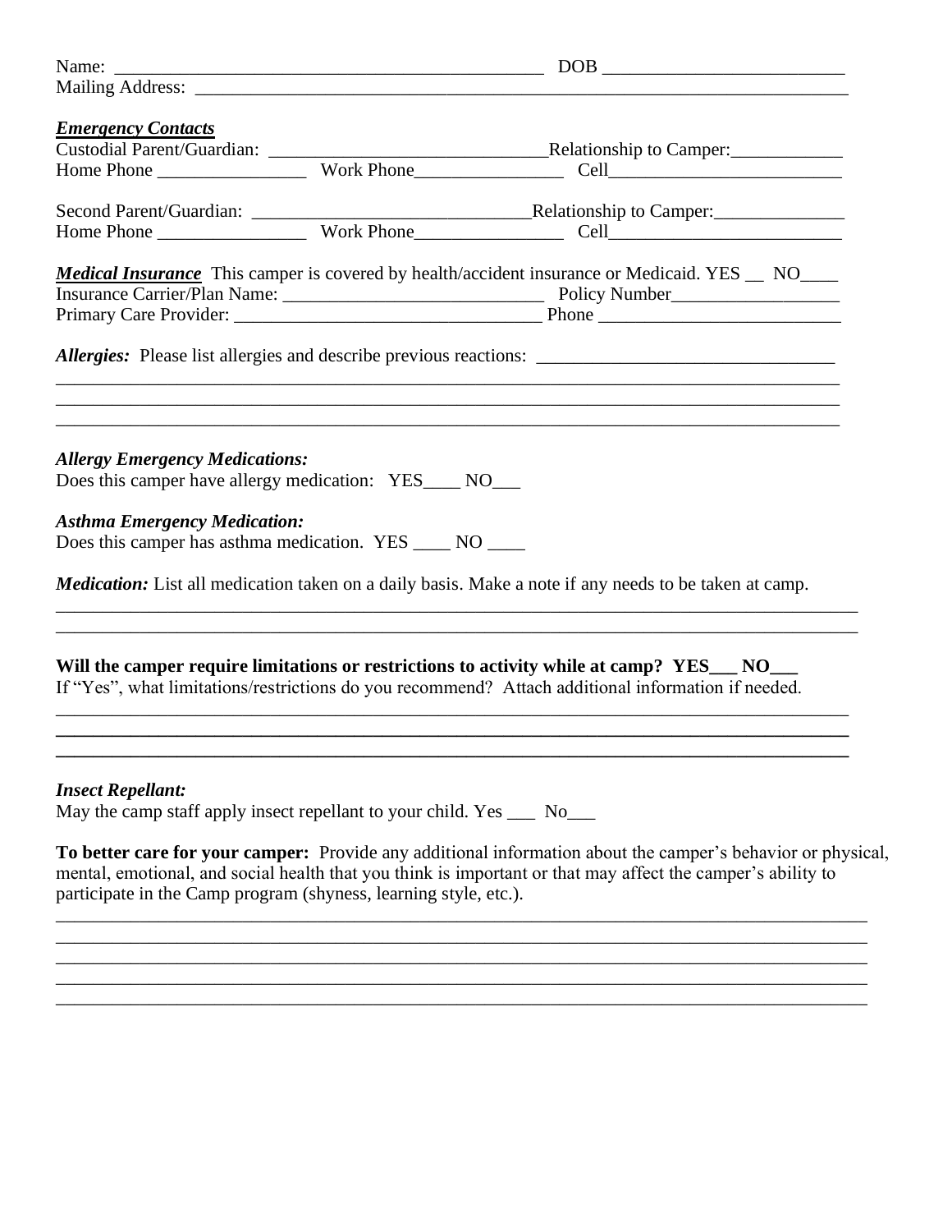Name: _____________________________________________ DOB _________________________

Mailing Address: ________________________________________________________________________

***Emergency Contacts***

Custodial Parent/Guardian: ______________________________Relationship to Camper:____________

Home Phone ________________ Work Phone________________ Cell_________________________

Second Parent/Guardian: ______________________________Relationship to Camper:______________

Home Phone ________________ Work Phone________________ Cell_________________________

***Medical Insurance*** This camper is covered by health/accident insurance or Medicaid. YES __ NO____

Insurance Carrier/Plan Name: _____________________________ Policy Number__________________

Primary Care Provider: _________________________________ Phone __________________________

***Allergies:*** Please list allergies and describe previous reactions: ________________________________

_____________________________________________________________________________________

_____________________________________________________________________________________

_____________________________________________________________________________________

***Allergy Emergency Medications:***

Does this camper have allergy medication: YES____ NO___

***Asthma Emergency Medication:***

Does this camper has asthma medication. YES ____ NO ____

***Medication:*** List all medication taken on a daily basis. Make a note if any needs to be taken at camp.

_____________________________________________________________________________________

_____________________________________________________________________________________

**Will the camper require limitations or restrictions to activity while at camp? YES___ NO___**

If "Yes", what limitations/restrictions do you recommend? Attach additional information if needed.

_____________________________________________________________________________________

_____________________________________________________________________________________

_____________________________________________________________________________________

***Insect Repellant:***

May the camp staff apply insect repellant to your child. Yes ___ No___

**To better care for your camper:** Provide any additional information about the camper's behavior or physical, mental, emotional, and social health that you think is important or that may affect the camper's ability to participate in the Camp program (shyness, learning style, etc.).

_____________________________________________________________________________________

_____________________________________________________________________________________

_____________________________________________________________________________________

_____________________________________________________________________________________

_____________________________________________________________________________________